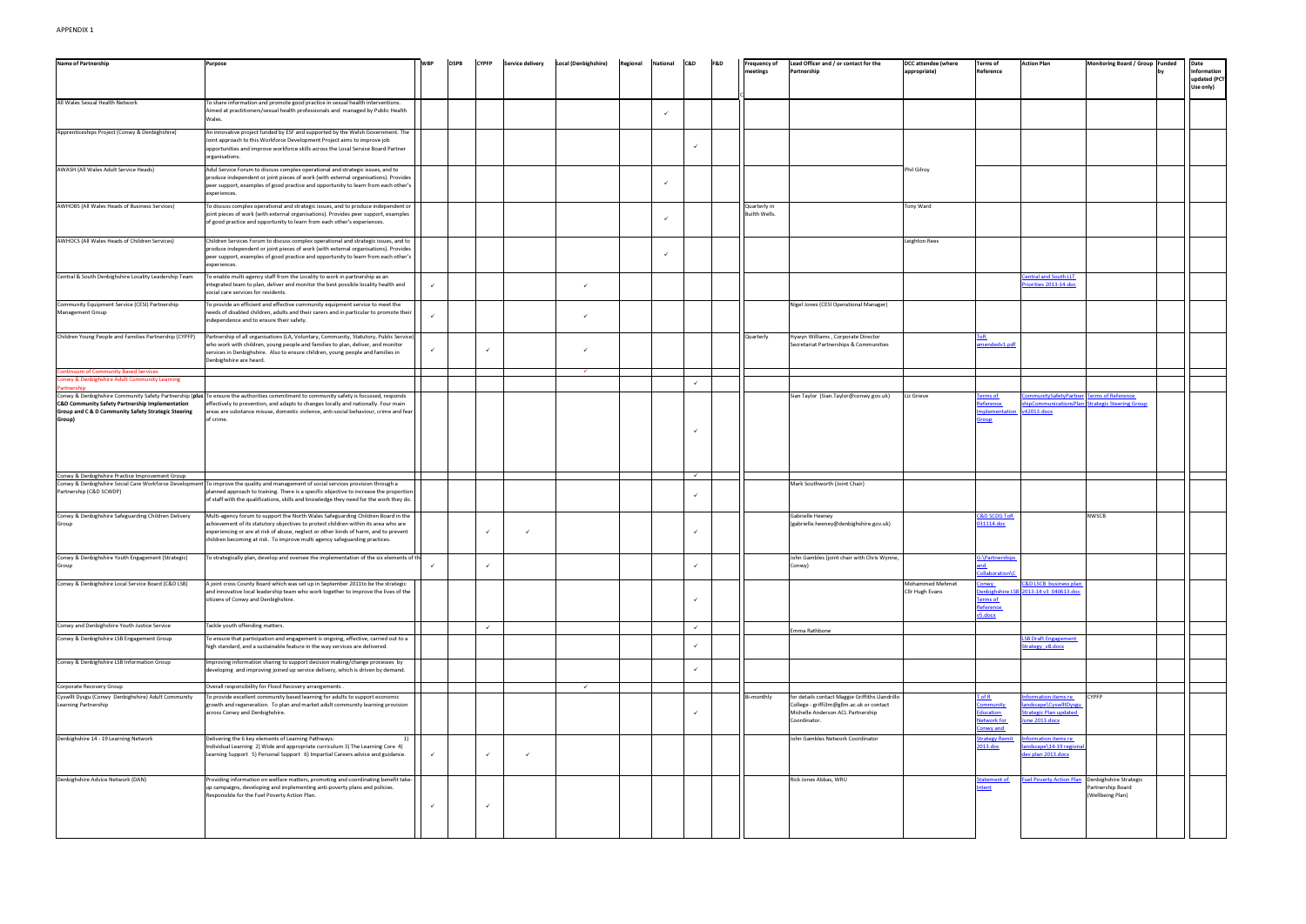APPENDIX 1

| Name of Partnership | Purpose | WBP | DSPB | CYPFP | Service delivery | Local (Denbighshire) | Regional | National | C&D | F&D | Frequency of meetings | Lead Officer and / or contact for the Partnership | DCC attendee (where appropriate) | Terms of Reference | Action Plan | Monitoring Board / Group | Funded by | Date information updated (PCT Use only) |
|---|---|---|---|---|---|---|---|---|---|---|---|---|---|---|---|---|---|---|
| All Wales Sexual Health Network | To share information and promote good practice in sexual health interventions. Aimed at practitioners/sexual health professionals and managed by Public Health Wales. | | | | | | | ✓ | | | | | | | | | | |
| Apprenticeships Project (Conwy & Denbighshire) | An innovative project funded by ESF and supported by the Welsh Government. The Joint approach to this Workforce Development Project aims to improve job opportunities and improve workforce skills across the Local Service Board Partner organisations. | | | | | | | | ✓ | | | | | | | | | |
| AWASH (All Wales Adult Service Heads) | Adul Service Forum to discuss complex operational and strategic issues, and to produce independent or joint pieces of work (with external organisations). Provides peer support, examples of good practice and opportunity to learn from each other's experiences. | | | | | | | ✓ | | | | | Phil Gilroy | | | | | |
| AWHOBS (All Wales Heads of Business Services) | To discuss complex operational and strategic issues, and to produce independent or joint pieces of work (with external organisations). Provides peer support, examples of good practice and opportunity to learn from each other's experiences. | | | | | | | ✓ | | | Quarterly in Builth Wells. | | Tony Ward | | | | | |
| AWHOCS (All Wales Heads of Children Services) | Children Services Forum to discuss complex operational and strategic issues, and to produce independent or joint pieces of work (with external organisations). Provides peer support, examples of good practice and opportunity to learn from each other's experiences. | | | | | | | ✓ | | | | | Leighton Rees | | | | | |
| Central & South Denbighshire Locality Leadership Team | To enable multi-agency staff from the Locality to work in partnership as an integrated team to plan, deliver and monitor the best possible locality health and social care services for residents. | ✓ | | | | ✓ | | | | | | | | | Central and South LLT Priorities 2013-14.doc | | | |
| Community Equipment Service (CESI) Partnership Management Group | To provide an efficient and effective community equipment service to meet the needs of disabled children, adults and their carers and in particular to promote their independence and to ensure their safety. | ✓ | | | | ✓ | | | | | | Nigel Jones (CESI Operational Manager) | | | | | | |
| Children Young People and Families Partnership (CYPFP) | Partnership of all organisations (LA, Voluntary, Community, Statutory, Public Service) who work with children, young people and families to plan, deliver, and monitor services in Denbighshire. Also to ensure children, young people and families in Denbighshire are heard. | ✓ | | ✓ | | ✓ | | | | | Quarterly | Hywyn Williams , Corporate Director Secretariat Partnerships & Communities | | ToR amendedv1.pdf | | | | |
| Continuum of Community Based Services | | | | | | ✓ | | | | | | | | | | | | |
| Conwy & Denbighshire Adult Community Learning Partnership | | | | | | | | | ✓ | | | | | | | | | |
| Conwy & Denbighshire Community Safety Partnership (plus **C&D Community Safety Partnership Implementation Group and C & D Community Safety Strategic Steering Group)** | To ensure the authorities commitment to community safety is focussed, responds effectively to prevention, and adapts to changes locally and nationally. Four main areas are substance misuse, domestic violence, anti-social behaviour, crime and fear of crime. | | | | | | | | ✓ | | | Sian Taylor (Sian.Taylor@conwy.gov.uk) | Liz Grieve | Terms of Reference Implementation Group | CommunitySafetyPartnershipCommunicationsPlan v42013.docx | Terms of Reference Strategic Steering Group | | |
| Conwy & Denbighshire Practice Improvement Group | | | | | | | | | ✓ | | | | | | | | | |
| Conwy & Denbighshire Social Care Workforce Development Partnership (C&D SCWDP) | To improve the quality and management of social services provision through a planned approach to training. There is a specific objective to increase the proportion of staff with the qualifications, skills and knowledge they need for the work they do. | | | | | | | | ✓ | | | Mark Southworth (Joint Chair) | | | | | | |
| Conwy & Denbighshire Safeguarding Children Delivery Group | Multi-agency forum to support the North Wales Safeguarding Children Board in the achievement of its statutory objectives to protect children within its area who are experiencing or are at risk of abuse, neglect or other kinds of harm, and to prevent children becoming at risk. To improve multi agency safeguarding practices. | | | ✓ | ✓ | | | | ✓ | | | Gabrielle Heeney (gabrielle.heeney@denbighshire.gov.uk) | | C&D SCDG ToR 031114.doc | | NWSCB | | |
| Conwy & Denbighshire Youth Engagement (Strategic) Group | To strategically plan, develop and oversee the implementation of the six elements of th | ✓ | | ✓ | | | | | ✓ | | | John Gambles (joint chair with Chris Wynne, Conwy) | | G:\Partnerships and Collaboration\C | | | | |
| Conwy & Denbighshire Local Service Board (C&D LSB) | A joint cross County Board which was set up in September 2011to be the strategic and innovative local leadership team who work together to improve the lives of the citizens of Conwy and Denbighshire. | | | | | | | | ✓ | | | | Mohammed Mehmet Cllr Hugh Evans | Conwy Denbighshire LSB Terms of Reference v5.docx | C&D LSCB business plan 2013-14 v3 040613.doc | | | |
| Conwy and Denbighshire Youth Justice Service | Tackle youth offending matters. | | | ✓ | | | | | ✓ | | | Emma Rathbone | | | | | | |
| Conwy & Denbighshire LSB Engagement Group | To ensure that participation and engagement is ongoing, effective, carried out to a high standard, and a sustainable feature in the way services are delivered. | | | | | | | | ✓ | | | | | | LSB Draft Engagement Strategy_v8.docx | | | |
| Conwy & Denbighshire LSB Information Group | Improving information sharing to support decision making/change processes by developing and improving joined up service delivery, which is driven by demand. | | | | | | | | ✓ | | | | | | | | | |
| Corporate Recovery Group | Overall responsibility for Flood Recovery arrangements . | | | | | ✓ | | | | | | | | | | | | |
| Cyswllt Dysgu (Conwy Denbighshire) Adult Community Learning Partnership | To provide excellent community based learning for adults to support economic growth and regeneration. To plan and market adult community learning provision across Conwy and Denbighshire. | | | | | | | | ✓ | | Bi-monthly | for details contact Maggie Griffiths Llandrillo College - griffi3m@gllm.ac.uk or contact Michelle Anderson ACL Partnership Coordinator. | | T of R Community Education Network for Conwy and | Information items re landscape\CyswlltDysgu Strategic Plan updated June 2013.docx | CYPFP | | |
| Denbighshire 14 - 19 Learning Network | Delivering the 6 key elements of Learning Pathways: 1) Individual Learning 2) Wide and appropriate curriculum 3) The Learning Core 4) Learning Support 5) Personal Support 6) Impartial Careers advice and guidance. | ✓ | | ✓ | ✓ | | | | | | | John Gambles Network Coordinator | | Strategy Remit 2013.doc | Information items re landscape\14-19 regional dev plan 2013.docx | | | |
| Denbighshire Advice Network (DAN) | Providing information on welfare matters, promoting and coordinating benefit take-up campaigns, developing and implementing anti-poverty plans and policies. Responsible for the Fuel Poverty Action Plan. | ✓ | | ✓ | | | | | | | | Rick Jones Abbas, WRU | | Statement of Intent | Fuel Poverty Action Plan | Denbighshire Strategic Partnership Board (Wellbeing Plan) | | |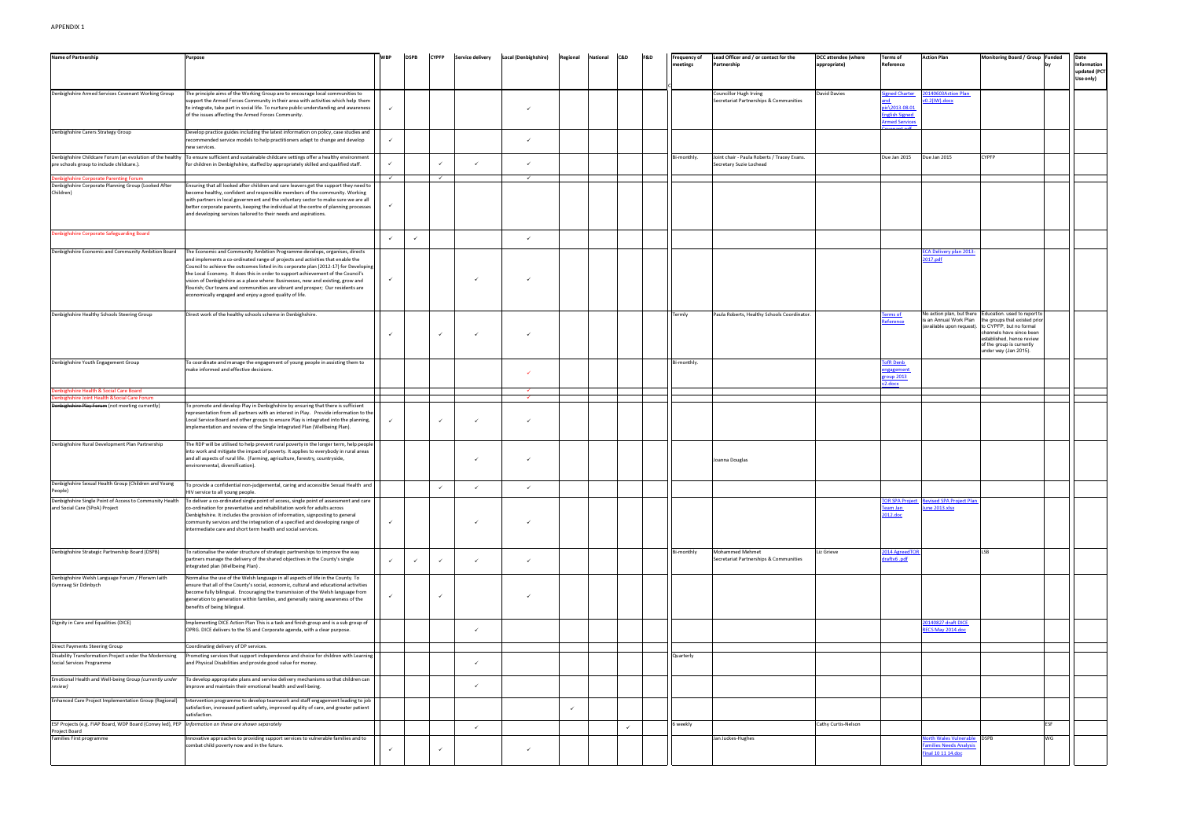APPENDIX 1

| Name of Partnership | Purpose | WBP | DSPB | CYPFP | Service delivery | Local (Denbighshire) | Regional | National | C&D | F&D | Frequency of meetings | Lead Officer and / or contact for the Partnership | DCC attendee (where appropriate) | Terms of Reference | Action Plan | Monitoring Board / Group | Funded by | Date Information updated (PCT Use only) |
|---|---|---|---|---|---|---|---|---|---|---|---|---|---|---|---|---|---|---|
| Denbighshire Armed Services Covenant Working Group | The principle aims of the Working Group are to encourage local communities to support the Armed Forces Community in their area with activities which help them to integrate, take part in social life. To nurture public understanding and awareness of the issues affecting the Armed Forces Community. | ✓ | | | | ✓ | | | | | | Councillor Hugh Irving Secretariat Partnerships & Communities | David Davies | Signed Charter and pic\2013.08.01 English Signed Armed Services Covenant.pdf | 20140603Action Plan v0.2(JW).docx | | | |
| Denbighshire Carers Strategy Group | Develop practice guides including the latest information on policy, case studies and recommended service models to help practitioners adapt to change and develop new services. | ✓ | | | | ✓ | | | | | | | | | | | | |
| Denbighshire Childcare Forum (an evolution of the healthy pre schools group to include childcare.). | To ensure sufficient and sustainable childcare settings offer a healthy environment for children in Denbighshire, staffed by appropriately skilled and qualified staff. | ✓ | | ✓ | ✓ | ✓ | | | | | Bi-monthly. | Joint chair - Paula Roberts / Tracey Evans. Secretary Suzie Lochead | | Due Jan 2015 | Due Jan 2015 | CYPFP | | |
| Denbighshire Corporate Parenting Forum | | ✓ | | ✓ | | ✓ | | | | | | | | | | | | |
| Denbighshire Corporate Planning Group (Looked After Children) | Ensuring that all looked after children and care leavers get the support they need to become healthy, confident and responsible members of the community. Working with partners in local government and the voluntary sector to make sure we are all better corporate parents, keeping the individual at the centre of planning processes and developing services tailored to their needs and aspirations. | ✓ | | | | | | | | | | | | | | | | |
| Denbighshire Corporate Safeguarding Board | | ✓ | ✓ | | | ✓ | | | | | | | | | | | | |
| Denbighshire Economic and Community Ambition Board | The Economic and Community Ambition Programme develops, organises, directs and implements a co-ordinated range of projects and activities that enable the Council to achieve the outcomes listed in its corporate plan (2012-17) for Developing the Local Economy. It does this in order to support achievement of the Council's vision of Denbighshire as a place where: Businesses, new and existing, grow and flourish; Our towns and communities are vibrant and prosper; Our residents are economically engaged and enjoy a good quality of life. | ✓ | | | ✓ | ✓ | | | | | | | | | ECA Delivery plan 2013-2017.pdf | | | |
| Denbighshire Healthy Schools Steering Group | Direct work of the healthy schools scheme in Denbighshire. | ✓ | | ✓ | ✓ | ✓ | | | | | Termly | Paula Roberts, Healthy Schools Coordinator. | | Terms of Reference | No action plan, but there is an Annual Work Plan (available upon request). | Education. used to report to the groups that existed prior to CYPFP, but no formal channels have since been established, hence review of the group is currently under way (Jan 2015). | | |
| Denbighshire Youth Engagement Group | To coordinate and manage the engagement of young people in assisting them to make informed and effective decisions. | | | | | ✓ | | | | | Bi-monthly. | | | ToR Denb engagement group 2013 v2.docx | | | | |
| Denbighshire Health & Social Care Board | | | | | | ✓ | | | | | | | | | | | | |
| Denbighshire Joint Health &Social Care Forum | | | | | | ✓ | | | | | | | | | | | | |
| ~~Denbighshire Play Forum~~ (not meeting currently) | To promote and develop Play in Denbighshire by ensuring that there is sufficient representation from all partners with an interest in Play. Provide information to the Local Service Board and other groups to ensure Play is integrated into the planning, implementation and review of the Single Integrated Plan (Wellbeing Plan). | ✓ | | ✓ | ✓ | ✓ | | | | | | | | | | | | |
| Denbighshire Rural Development Plan Partnership | The RDP will be utilised to help prevent rural poverty in the longer term, help people into work and mitigate the impact of poverty. It applies to everybody in rural areas and all aspects of rural life. (Farming, agriculture, forestry, countryside, environmental, diversification). | | | | ✓ | ✓ | | | | | | Joanna Douglas | | | | | | |
| Denbighshire Sexual Health Group (Children and Young People) | To provide a confidential non-judgemental, caring and accessible Sexual Health and HIV service to all young people. | | | ✓ | ✓ | ✓ | | | | | | | | | | | | |
| Denbighshire Single Point of Access to Community Health and Social Care (SPoA) Project | To deliver a co-ordinated single point of access, single point of assessment and care co-ordination for preventative and rehabilitation work for adults across Denbighshire. It includes the provision of information, signposting to general community services and the integration of a specified and developing range of intermediate care and short term health and social services. | ✓ | | | ✓ | ✓ | | | | | | | | TOR SPA Project Team Jan 2012.doc | Revised SPA Project Plan June 2013.xlsx | | | |
| Denbighshire Strategic Partnership Board (DSPB) | To rationalise the wider structure of strategic partnerships to improve the way partners manage the delivery of the shared objectives in the County's single integrated plan (Wellbeing Plan) . | ✓ | ✓ | ✓ | ✓ | ✓ | | | | | Bi-monthly | Mohammed Mehmet Secretariat Partnerships & Communities | Liz Grieve | 2014 AgreedTOR drafty6 .pdf | | LSB | | |
| Denbighshire Welsh Language Forum / Fforwm Iaith Gymraeg Sir Ddinbych | Normalise the use of the Welsh language in all aspects of life in the County. To ensure that all of the County's social, economic, cultural and educational activities become fully bilingual. Encouraging the transmission of the Welsh language from generation to generation within families, and generally raising awareness of the benefits of being bilingual. | ✓ | | ✓ | | ✓ | | | | | | | | | | | | |
| Dignity in Care and Equalities (DICE) | Implementing DICE Action Plan This is a task and finish group and is a sub group of OPRG. DICE delivers to the SS and Corporate agenda, with a clear purpose. | | | | ✓ | | | | | | | | | | 20140827 draft DICE RECS May 2014.doc | | | |
| Direct Payments Steering Group | Coordinating delivery of DP services. | | | | | | | | | | | | | | | | | |
| Disability Transformation Project under the Modernising Social Services Programme | Promoting services that support independence and choice for children with Learning and Physical Disabilities and provide good value for money. | | | | ✓ | | | | | | Quarterly | | | | | | | |
| Emotional Health and Well-being Group *(currently under review)* | To develop appropriate plans and service delivery mechanisms so that children can improve and maintain their emotional health and well-being. | | | | ✓ | | | | | | | | | | | | | |
| Enhanced Care Project Implementation Group (Regional) | Intervention programme to develop teamwork and staff engagement leading to job satisfaction, increased patient safety, improved quality of care, and greater patient satisfaction. | | | | | | ✓ | | | | | | | | | | | |
| ESF Projects (e.g. FIAP Board, WDP Board (Conwy led), PEP Project Board | *Information on these are shown separately* | | | | ✓ | | | | ✓ | | 6 weekly | | Cathy Curtis-Nelson | | | | ESF | |
| Families First programme | Innovative approaches to providing support services to vulnerable families and to combat child poverty now and in the future. | ✓ | | ✓ | | ✓ | | | | | | Jan Juckes-Hughes | | | North Wales Vulnerable Families Needs Analysis Final 10 11 14.doc | DSPB | WG | |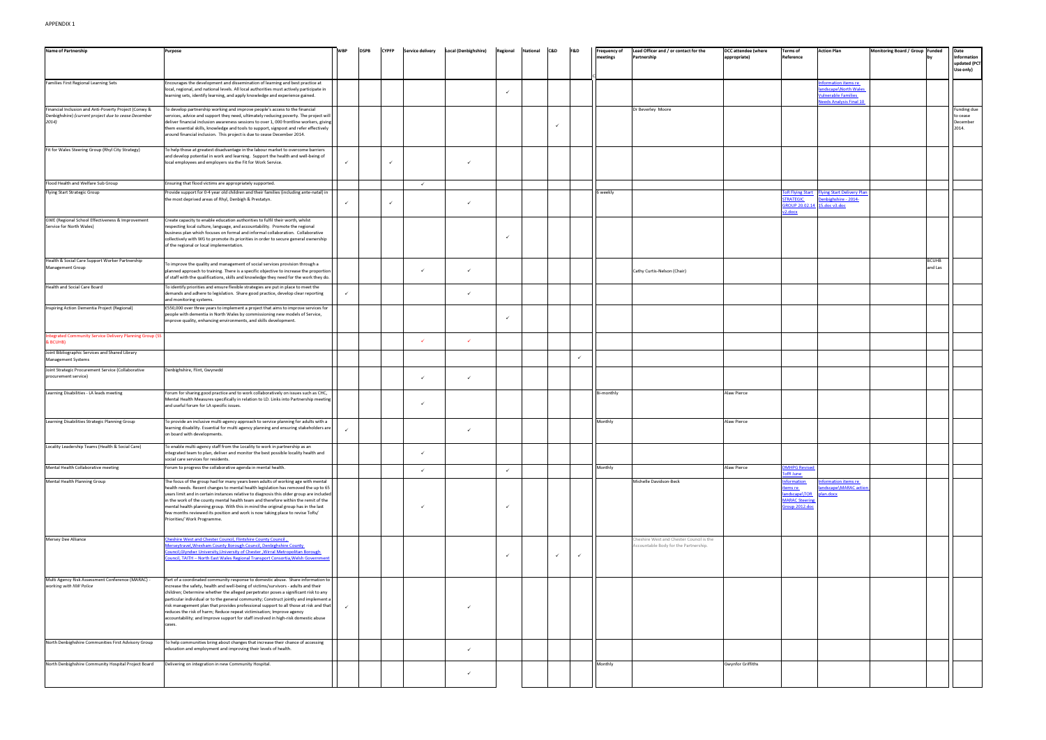APPENDIX 1

| Name of Partnership | Purpose | WBP | DSPB | CYPFP | Service delivery | Local (Denbighshire) | Regional | National | C&D | F&D | Frequency of meetings | Lead Officer and / or contact for the Partnership | DCC attendee (where appropriate) | Terms of Reference | Action Plan | Monitoring Board / Group | Funded by | Date Information updated (PCT Use only) |
|---|---|---|---|---|---|---|---|---|---|---|---|---|---|---|---|---|---|---|
| Families First Regional Learning Sets | Encourages the development and dissemination of learning and best practice at local, regional, and national levels. All local authorities must actively participate in learning sets, identify learning, and apply knowledge and experience gained. | | | | | | ✓ | | | | | | | | Information items re landscape\North Wales Vulnerable Families Needs Analysis Final 10 | | | |
| Financial Inclusion and Anti-Poverty Project (Conwy & Denbighshire) *(current project due to cease December 2014)* | To develop partnership working and improve people's access to the financial services, advice and support they need, ultimately reducing poverty. The project will deliver financial inclusion awareness sessions to over 1, 000 frontline workers, giving them essential skills, knowledge and tools to support, signpost and refer effectively around financial inclusion. This project is due to cease December 2014. | | | | | | | | ✓ | | | Dr Beverley Moore | | | | | | Funding due to cease December 2014. |
| Fit for Wales Steering Group (Rhyl City Strategy) | To help those at greatest disadvantage in the labour market to overcome barriers and develop potential in work and learning. Support the health and well-being of local employees and employers via the Fit for Work Service. | ✓ | | ✓ | | ✓ | | | | | | | | | | | | |
| Flood Health and Welfare Sub Group | Ensuring that flood victims are appropriately supported. | | | | ✓ | | | | | | | | | | | | | |
| Flying Start Strategic Group | Provide support for 0-4 year old children and their families (including ante-natal) in the most deprived areas of Rhyl, Denbigh & Prestatyn. | ✓ | | ✓ | | ✓ | | | | | 6 weekly | | | ToR Flying Start STRATEGIC GROUP 20.02.14 v2.docx | Flying Start Delivery Plan Denbighshire - 2014-15.doc v3.doc | | | |
| GWE (Regional School Effectiveness & Improvement Service for North Wales) | Create capacity to enable education authorities to fulfil their worth, whilst respecting local culture, language, and accountability. Promote the regional business plan which focuses on formal and informal collaboration. Collaborative collectively with WG to promote its priorities in order to secure general ownership of the regional or local implementation. | | | | | | ✓ | | | | | | | | | | | |
| Health & Social Care Support Worker Partnership Management Group | To improve the quality and management of social services provision through a planned approach to training. There is a specific objective to increase the proportion of staff with the qualifications, skills and knowledge they need for the work they do. | | | | ✓ | ✓ | | | | | | Cathy Curtis-Nelson (Chair) | | | | | BCUHB and Las | |
| Health and Social Care Board | To identify priorities and ensure flexible strategies are put in place to meet the demands and adhere to legislation. Share good practice, develop clear reporting and monitoring systems. | ✓ | | | | ✓ | | | | | | | | | | | | |
| Inspiring Action Dementia Project (Regional) | £550,000 over three years to implement a project that aims to improve services for people with dementia in North Wales by commissioning new models of Service, improve quality, enhancing environments, and skills development. | | | | | | ✓ | | | | | | | | | | | |
| Integrated Community Service Delivery Planning Group (SS & BCUHB) | | | | | ✓ | ✓ | | | | | | | | | | | | |
| Joint Bibliographic Services and Shared Library Management Systems | | | | | | | | | | ✓ | | | | | | | | |
| Joint Strategic Procurement Service (Collaborative procurement service) | Denbighshire, Flint, Gwynedd | | | | ✓ | ✓ | | | | | | | | | | | | |
| Learning Disabilities - LA leads meeting | Forum for sharing good practice and to work collaboratively on issues such as CHC, Mental Health Measures specifically in relation to LD. Links into Partnership meeting and useful forum for LA specific issues. | | | | ✓ | | | | | | Bi-monthly | | Alaw Pierce | | | | | |
| Learning Disabilities Strategic Planning Group | To provide an inclusive multi-agency approach to service planning for adults with a learning disability. Essential for multi agency planning and ensuring stakeholders are on board with developments. | ✓ | | | | ✓ | | | | | Monthly | | Alaw Pierce | | | | | |
| Locality Leadership Teams (Health & Social Care) | To enable multi-agency staff from the Locality to work in partnership as an integrated team to plan, deliver and monitor the best possible locality health and social care services for residents. | | | | ✓ | | | | | | | | | | | | | |
| Mental Health Collaborative meeting | Forum to progress the collaborative agenda in mental health. | | | | ✓ | | ✓ | | | | Monthly | | Alaw Pierce | DMHPG Revised TofR June | | | | |
| Mental Health Planning Group | The focus of the group had for many years been adults of working age with mental health needs. Recent changes to mental health legislation has removed the up to 65 years limit and in certain instances relative to diagnosis this older group are included in the work of the county mental health team and therefore within the remit of the mental health planning group. With this in mind the original group has in the last few months reviewed its position and work is now taking place to revise ToRs/ Priorities/ Work Programme. | | | | ✓ | | ✓ | | | | | Michelle Davidson-Beck | | Information items re landscape\TOR MARAC Steering Group 2012.doc | Information items re landscape\MARAC action plan.docx | | | |
| Mersey Dee Alliance | Cheshire West and Chester Council, Flintshire County Council, Merseytravel, Wrexham County Borough Council, Denbighshire County Council, Glyndwr University, University of Chester, Wirral Metropolitan Borough Council, TAITH – North East Wales Regional Transport Consortia, Welsh Government | | | | | | ✓ | | ✓ | ✓ | | Cheshire West and Chester Council is the Accountable Body for the Partnership. | | | | | | |
| Multi Agency Risk Assessment Conference (MARAC) - *working with NW Police* | Part of a coordinated community response to domestic abuse. Share information to increase the safety, health and well-being of victims/survivors - adults and their children; Determine whether the alleged perpetrator poses a significant risk to any particular individual or to the general community; Construct jointly and implement a risk management plan that provides professional support to all those at risk and that reduces the risk of harm; Reduce repeat victimisation; Improve agency accountability; and Improve support for staff involved in high-risk domestic abuse cases. | ✓ | | | | ✓ | | | | | | | | | | | | |
| North Denbighshire Communities First Advisory Group | To help communities bring about changes that increase their chance of accessing education and employment and improving their levels of health. | | | | | ✓ | | | | | | | | | | | | |
| North Denbighshire Community Hospital Project Board | Delivering on integration in new Community Hospital. | | | | | ✓ | | | | | Monthly | | Gwynfor Griffiths | | | | | |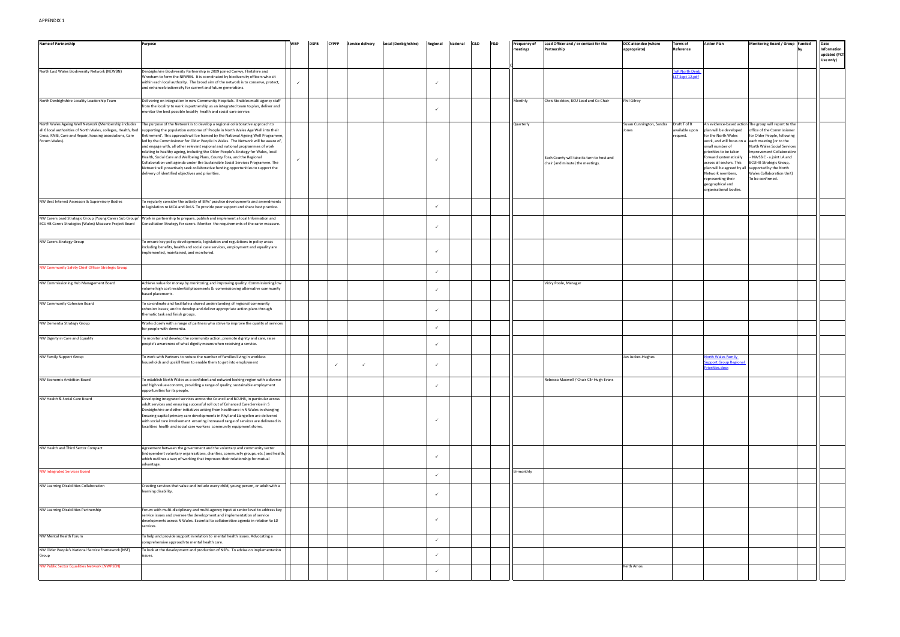APPENDIX 1

| Name of Partnership | Purpose | WBP | DSPB | CYPFP | Service delivery | Local (Denbighshire) | Regional | National | C&D | F&D | Frequency of meetings | Lead Officer and / or contact for the Partnership | DCC attendee (where appropriate) | Terms of Reference | Action Plan | Monitoring Board / Group | Funded by | Date Information updated (PCT Use only) |
|---|---|---|---|---|---|---|---|---|---|---|---|---|---|---|---|---|---|---|
| North East Wales Biodiversity Network (NEWBN) | Denbighshire Biodiversity Partnership in 2009 joined Conwy, Flintshire and Wrexham to form the NEWBN. It is coordinated by biodiversity officers who sit within each local authority. The broad aim of the network is to conserve, protect, and enhance biodiversity for current and future generations. | ✓ | | | | | ✓ | | | | | | | ToR North Denb LLT Sept 12.pdf | | | | |
| North Denbighshire Locality Leadership Team | Delivering on integration in new Community Hospitals. Enables multi agency staff from the locality to work in partnership as an integrated team to plan, deliver and monitor the best possible locality health and social care service. | | | | | | ✓ | | | | Monthly | Chris Stockton, BCU Lead and Co Chair | Phil Gilroy | | | | | |
| North Wales Ageing Well Network (Membership includes all 6 local authorities of North Wales, colleges, Health, Red Cross, RNIB, Care and Repair, housing associations, Care Forum Wales). | The purpose of the Network is to develop a regional collaborative approach to supporting the population outcome of 'People in North Wales Age Well into their Retirement'. This approach will be framed by the National Ageing Well Programme, led by the Commissioner for Older People in Wales. The Network will be aware of, and engage with, all other relevant regional and national programmes of work relating to healthy ageing, including the Older People's Strategy for Wales, local Health, Social Care and Wellbeing Plans, County Fora, and the Regional Collaboration unit agenda under the Sustainable Social Services Programme. The Network will proactively seek collaborative funding opportunities to support the delivery of identified objectives and priorities. | ✓ | | | | | ✓ | | | | Quarterly | Each County will take its turn to host and chair (and minute) the meetings. | Susan Cunnington, Sandra Jones | Draft T of R available upon request. | An evidence-based action plan will be developed for the North Wales work, and will focus on a small number of priorities to be taken forward systematically across all sectors. This plan will be agreed by all Network members, representing their geographical and organisational bodies. | The group will report to the office of the Commissioner for Older People, following each meeting (or to the North Wales Social Services Improvement Collaborative – NWSSIC - a joint LA and BCUHB Strategic Group, supported by the North Wales Collaboration Unit) To be confirmed. | | |
| NW Best Interest Assessors & Supervisory Bodies | To regularly consider the activity of BIAs' practice developments and amendments to legislation re MCA and DoLS. To provide peer support and share best practice. | | | | | | ✓ | | | | | | | | | | | |
| NW Carers Lead Strategic Group (Young Carers Sub Group/ BCUHB Carers Strategies (Wales) Measure Project Board | Work in partnership to prepare, publish and implement a local Information and Consultation Strategy for carers. Monitor the requirements of the carer measure. | | | | | | ✓ | | | | | | | | | | | |
| NW Carers Strategy Group | To ensure key policy developments, legislation and regulations in policy areas including benefits, health and social care services, employment and equality are implemented, maintained, and monitored. | | | | | | ✓ | | | | | | | | | | | |
| NW Community Safety Chief Officer Strategic Group | | | | | | | ✓ | | | | | | | | | | | |
| NW Commissioning Hub Management Board | Achieve value for money by monitoring and improving quality. Commissioning low volume high cost residential placements & commissioning alternative community based placements. | | | | | | ✓ | | | | | Vicky Poole, Manager | | | | | | |
| NW Community Cohesion Board | To co-ordinate and facilitate a shared understanding of regional community cohesion issues; and to develop and deliver appropriate action plans through thematic task and finish groups. | | | | | | ✓ | | | | | | | | | | | |
| NW Dementia Strategy Group | Works closely with a range of partners who strive to improve the quality of services for people with dementia. | | | | | | ✓ | | | | | | | | | | | |
| NW Dignity in Care and Equality | To monitor and develop the community action, promote dignity and care, raise people's awareness of what dignity means when receiving a service. | | | | | | ✓ | | | | | | | | | | | |
| NW Family Support Group | To work with Partners to reduce the number of families living in workless households and upskill them to enable them to get into employment | | | ✓ | ✓ | | ✓ | | | | | | Jan Juckes-Hughes | | North Wales Family Support Group Regional Priorities.docx | | | |
| NW Economic Ambition Board | To establish North Wales as a confident and outward looking region with a diverse and high value economy, providing a range of quality, sustainable employment opportunities for its people. | | | | | | ✓ | | | | | Rebecca Maxwell / Chair Cllr Hugh Evans | | | | | | |
| NW Health & Social Care Board | Developing integrated services across the Council and BCUHB, in particular across adult services and ensuring successful roll out of Enhanced Care Service in S Denbighshire and other initiatives arising from healthcare in N Wales in changing Ensuring capital primary care developments in Rhyl and Llangollen are delivered with social care involvement ensuring increased range of services are delivered in localities health and social care workers community equipment stores. | | | | | | ✓ | | | | | | | | | | | |
| NW Health and Third Sector Compact | Agreement between the government and the voluntary and community sector (independent voluntary organisations, charities, community groups, etc.) and health, which outlines a way of working that improves their relationship for mutual advantage. | | | | | | ✓ | | | | | | | | | | | |
| NW Integrated Services Board | | | | | | | ✓ | | | | Bi-monthly | | | | | | | |
| NW Learning Disabilities Collaboration | Creating services that value and include every child, young person, or adult with a learning disability. | | | | | | ✓ | | | | | | | | | | | |
| NW Learning Disabilities Partnership | Forum with multi-disciplinary and multi-agency input at senior level to address key service issues and oversee the development and implementation of service developments across N Wales. Essential to collaborative agenda in relation to LD services. | | | | | | ✓ | | | | | | | | | | | |
| NW Mental Health Forum | To help and provide support in relation to mental health issues. Advocating a comprehensive approach to mental health care. | | | | | | ✓ | | | | | | | | | | | |
| NW Older People's National Service Framework (NSF) Group | To look at the development and production of NSFs. To advise on implementation issues. | | | | | | ✓ | | | | | | | | | | | |
| NW Public Sector Equalities Network (NWPSEN) | | | | | | | ✓ | | | | | | Keith Amos | | | | | |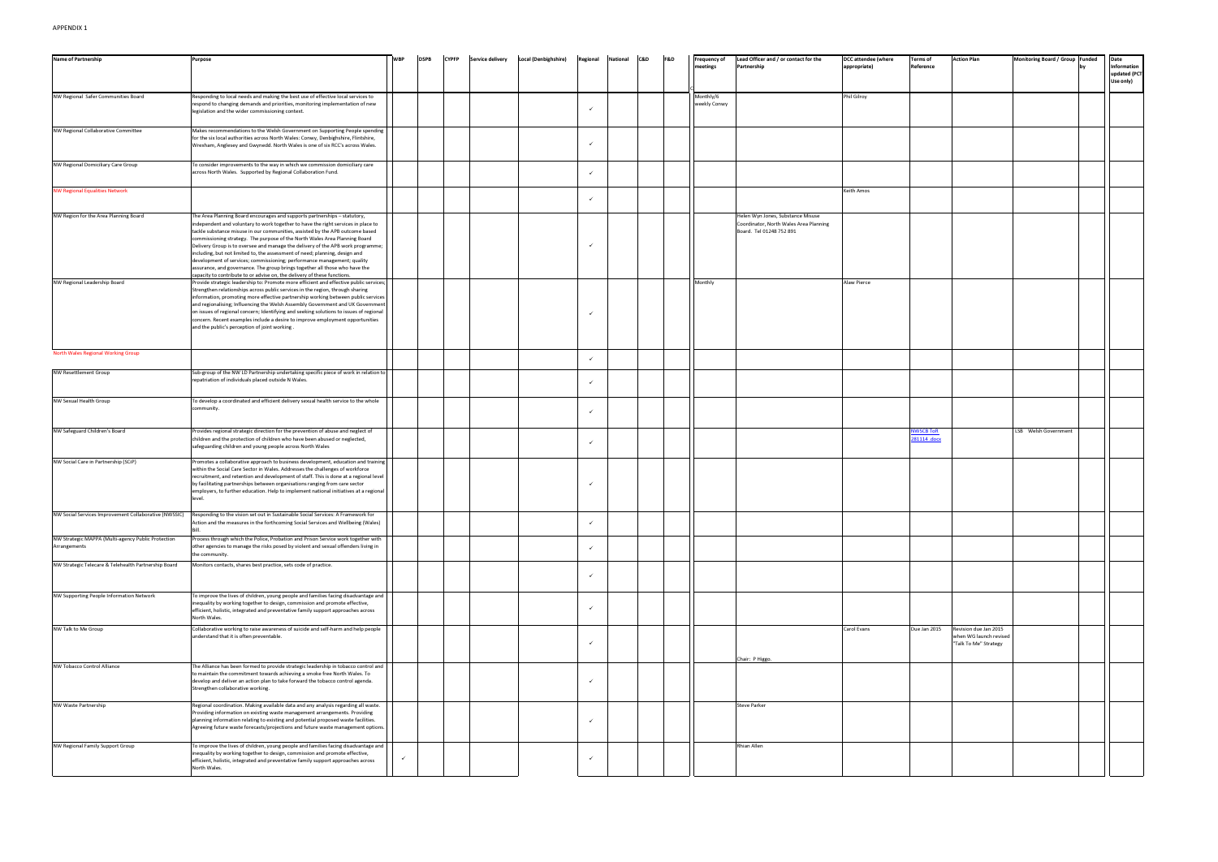APPENDIX 1

| Name of Partnership | Purpose | WBP | DSPB | CYPFP | Service delivery | Local (Denbighshire) | Regional | National | C&D | F&D | Frequency of meetings | Lead Officer and / or contact for the Partnership | DCC attendee (where appropriate) | Terms of Reference | Action Plan | Monitoring Board / Group | Funded by | Date information updated (PCT Use only) |
|---|---|---|---|---|---|---|---|---|---|---|---|---|---|---|---|---|---|---|
| NW Regional Safer Communities Board | Responding to local needs and making the best use of effective local services to respond to changing demands and priorities, monitoring implementation of new legislation and the wider commissioning context. | | | | | | ✓ | | | | Monthly/6 weekly Conwy | | Phil Gilroy | | | | | |
| NW Regional Collaborative Committee | Makes recommendations to the Welsh Government on Supporting People spending for the six local authorities across North Wales: Conwy, Denbighshire, Flintshire, Wrexham, Anglesey and Gwynedd. North Wales is one of six RCC's across Wales. | | | | | | ✓ | | | | | | | | | | | |
| NW Regional Domiciliary Care Group | To consider improvements to the way in which we commission domiciliary care across North Wales. Supported by Regional Collaboration Fund. | | | | | | ✓ | | | | | | | | | | | |
| NW Regional Equalities Network | | | | | | | ✓ | | | | | | Keith Amos | | | | | |
| NW Region for the Area Planning Board | The Area Planning Board encourages and supports partnerships – statutory, independent and voluntary to work together to have the right services in place to tackle substance misuse in our communities, assisted by the APB outcome based commissioning strategy. The purpose of the North Wales Area Planning Board Delivery Group is to oversee and manage the delivery of the APB work programme; including, but not limited to, the assessment of need; planning, design and development of services; commissioning; performance management; quality assurance, and governance. The group brings together all those who have the capacity to contribute to or advise on, the delivery of these functions. | | | | | | ✓ | | | | | Helen Wyn Jones, Substance Misuse Coordinator, North Wales Area Planning Board. Tel 01248 752 891 | | | | | | |
| NW Regional Leadership Board | Provide strategic leadership to: Promote more efficient and effective public services; Strengthen relationships across public services in the region, through sharing information, promoting more effective partnership working between public services and regionalising; Influencing the Welsh Assembly Government and UK Government on issues of regional concern; Identifying and seeking solutions to issues of regional concern. Recent examples include a desire to improve employment opportunities and the public's perception of joint working . | | | | | | ✓ | | | | Monthly | | Alaw Pierce | | | | | |
| North Wales Regional Working Group | | | | | | | ✓ | | | | | | | | | | | |
| NW Resettlement Group | Sub-group of the NW LD Partnership undertaking specific piece of work in relation to repatriation of individuals placed outside N Wales. | | | | | | ✓ | | | | | | | | | | | |
| NW Sexual Health Group | To develop a coordinated and efficient delivery sexual health service to the whole community. | | | | | | ✓ | | | | | | | | | | | |
| NW Safeguard Children's Board | Provides regional strategic direction for the prevention of abuse and neglect of children and the protection of children who have been abused or neglected, safeguarding children and young people across North Wales | | | | | | ✓ | | | | | | | NWSCB ToR 281114.docx | | LSB - Welsh Government | | |
| NW Social Care in Partnership (SCiP) | Promotes a collaborative approach to business development, education and training within the Social Care Sector in Wales. Addresses the challenges of workforce recruitment, and retention and development of staff. This is done at a regional level by facilitating partnerships between organisations ranging from care sector employers, to further education. Help to implement national initiatives at a regional level. | | | | | | ✓ | | | | | | | | | | | |
| NW Social Services Improvement Collaborative (NWSSIC) | Responding to the vision set out in Sustainable Social Services: A Framework for Action and the measures in the forthcoming Social Services and Wellbeing (Wales) Bill. | | | | | | ✓ | | | | | | | | | | | |
| NW Strategic MAPPA (Multi-agency Public Protection Arrangements | Process through which the Police, Probation and Prison Service work together with other agencies to manage the risks posed by violent and sexual offenders living in the community. | | | | | | ✓ | | | | | | | | | | | |
| NW Strategic Telecare & Telehealth Partnership Board | Monitors contacts, shares best practice, sets code of practice. | | | | | | ✓ | | | | | | | | | | | |
| NW Supporting People Information Network | To improve the lives of children, young people and families facing disadvantage and inequality by working together to design, commission and promote effective, efficient, holistic, integrated and preventative family support approaches across North Wales. | | | | | | ✓ | | | | | | | | | | | |
| NW Talk to Me Group | Collaborative working to raise awareness of suicide and self-harm and help people understand that it is often preventable. | | | | | | ✓ | | | | | Chair: P Higgo. | Carol Evans | Due Jan 2015 | Revision due Jan 2015 when WG launch revised "Talk To Me" Strategy | | | |
| NW Tobacco Control Alliance | The Alliance has been formed to provide strategic leadership in tobacco control and to maintain the commitment towards achieving a smoke free North Wales. To develop and deliver an action plan to take forward the tobacco control agenda. Strengthen collaborative working. | | | | | | ✓ | | | | | | | | | | | |
| NW Waste Partnership | Regional coordination. Making available data and any analysis regarding all waste. Providing information on existing waste management arrangements. Providing planning information relating to existing and potential proposed waste facilities. Agreeing future waste forecasts/projections and future waste management options. | | | | | | ✓ | | | | | Steve Parker | | | | | | |
| NW Regional Family Support Group | To improve the lives of children, young people and families facing disadvantage and inequality by working together to design, commission and promote effective, efficient, holistic, integrated and preventative family support approaches across North Wales. | ✓ | | | | | ✓ | | | | | Rhian Allen | | | | | | |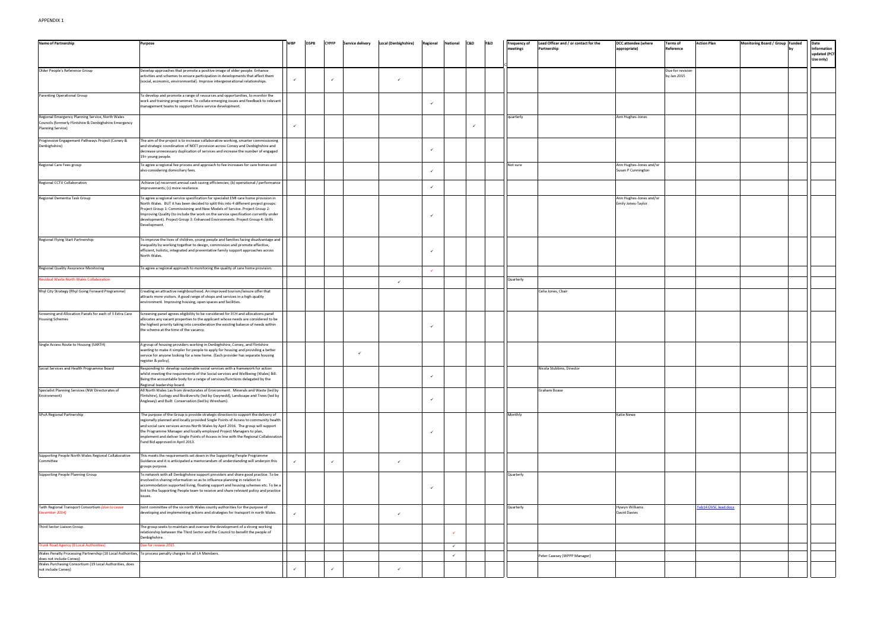| Name of Partnership | Purpose | WBP | DSPB | CYPFP | Service delivery | Local (Denbighshire) | Regional | National | C&D | F&D | Frequency of meetings | Lead Officer and / or contact for the Partnership | DCC attendee (where appropriate) | Terms of Reference | Action Plan | Monitoring Board / Group | Funded by | Date information updated (PCT Use only) |
|---|---|---|---|---|---|---|---|---|---|---|---|---|---|---|---|---|---|---|
| Older People's Reference Group | Develop approaches that promote a positive image of older people. Enhance activities and schemes to ensure participation in developments that affect them (social, economic, environmental). Improve intergenerational relationships. | ✓ | | ✓ | | ✓ | | | | | | | | Due for revision by Jan 2015 | | | | |
| Parenting Operational Group | To develop and promote a range of resources and opportunities, to monitor the work and training programmes. To collate emerging issues and feedback to relevant management teams to support future service development. | | | | | | ✓ | | | | | | | | | | | |
| Regional Emergency Planning Service, North Wales Councils (formerly Flintshire & Denbighshire Emergency Planning Service) | | ✓ | | | | | | | ✓ | | quarterly | | Ann Hughes-Jones | | | | | |
| Progressive Engagement Pathways Project (Conwy & Denbighshire) | The aim of the project is to increase collaborative working, smarter commissioning and strategic coordination of NEET provision across Conwy and Denbighshire and decrease unnecessary duplication of services and increase the number of engaged 19+ young people. | | | | | | ✓ | | | | | | | | | | | |
| Regional Care Fees group | To agree a regional fee process and approach to fee increases for care homes and also considering domiciliary fees. | | | | | | ✓ | | | | Not sure | | Ann Hughes-Jones and/or Susan P Cunnington | | | | | |
| Regional CCTV Collaboration | Achieve (a) recurrent annual cash saving efficiencies; (b) operational / performance improvements; (c) more resilience. | | | | | | ✓ | | | | | | | | | | | |
| Regional Dementia Task Group | To agree a regional service specification for specialist EMI care home provision in North Wales. BUT it has been decided to split this into 4 different project groups: Project Group 1: Commissioning and New Models of Service. Project Group 2: Improving Quality (to include the work on the service specification currently under development). Project Group 3: Enhanced Environments. Project Group 4: Skills Development. | | | | | | ✓ | | | | | | Ann Hughes-Jones and/or Emily Jones-Taylor | | | | | |
| Regional Flying Start Partnership | To improve the lives of children, young people and families facing disadvantage and inequality by working together to design, commission and promote effective, efficient, holistic, integrated and preventative family support approaches across North Wales. | | | | | | ✓ | | | | | | | | | | | |
| Regional Quality Assurance Monitoring | To agree a regional approach to monitoring the quality of care home provision. | | | | | | ✓ | | | | | | | | | | | |
| Residual Waste North Wales Collaboration | | | | | | ✓ | | | | | Quarterly | | | | | | | |
| Rhyl City Strategy (Rhyl Going Forward Programme) | Creating an attractive neighbourhood. An improved tourism/leisure offer that attracts more visitors. A good range of shops and services in a high quality environment. Improving housing, open spaces and facilities. | | | | | | | | | | | Celia Jones, Chair | | | | | | |
| Screening and Allocation Panels for each of 3 Extra Care Housing Schemes | Screening panel agrees eligibility to be considered for ECH and allocations panel allocates any vacant properties to the applicant whose needs are considered to be the highest priority taking into consideration the existing balance of needs within the scheme at the time of the vacancy. | | | | | | ✓ | | | | | | | | | | | |
| Single Access Route to Housing (SARTH) | A group of housing providers working in Denbighshire, Conwy, and Flintshire wanting to make it simpler for people to apply for housing and providing a better service for anyone looking for a new home. (Each provider has separate housing register & policy). | | | | ✓ | | | | | | | | | | | | | |
| Social Services and Health Programme Board | Responding to develop sustainable social services with a framework for action whilst meeting the requirements of the Social services and Wellbeing (Wales) Bill. Being the accountable body for a range of services/functions delegated by the Regional leadership board. | | | | | | ✓ | | | | | Nicola Stubbins, Director | | | | | | |
| Specialist Planning Services (NW Directorates of Environment) | All North Wales Las from directorates of Environment. Minerals and Waste (led by Flintshire), Ecology and Biodiversity (led by Gwynedd), Landscape and Trees (led by Anglesey) and Built Conservation (led by Wrexham). | | | | | | ✓ | | | | | Graham Boase | | | | | | |
| SPoA Regional Partnership | The purpose of the Group is provide strategic direction to support the delivery of regionally planned and locally provided Single Points of Access to community health and social care services across North Wales by April 2016. The group will support the Programme Manager and locally employed Project Managers to plan, implement and deliver Single Points of Access in line with the Regional Collaboration Fund Bid approved in April 2013. | | | | | | ✓ | | | | Monthly | | Katie Newe | | | | | |
| Supporting People North Wales Regional Collaborative Committee | This meets the requirements set down in the Supporting People Programme Guidance and it is anticipated a memorandum of understanding will underpin this groups purpose. | ✓ | | ✓ | | ✓ | | | | | | | | | | | | |
| Supporting People Planning Group | To network with all Denbighshire support providers and share good practice. To be involved in sharing information so as to influence planning in relation to accommodation supported living, floating support and housing schemes etc. To be a link to the Supporting People team to receive and share relevant policy and practice issues. | | | | | | ✓ | | | | Quarterly | | | | | | | |
| Taith Regional Transport Consortium *(due to cease December 2014)* | Joint committee of the six north Wales county authorities for the purpose of developing and implementing actions and strategies for transport in north Wales. | ✓ | | | | ✓ | | | | | Quarterly | | Hywyn Williams David Davies | | Feb14 DVSC lead.docx | | | |
| Third Sector Liaison Group | The group seeks to maintain and oversee the development of a strong working relationship between the Third Sector and the Council to benefit the people of Denbighshire. | | | | | | | ✓ | | | | | | | | | | |
| Trunk Road Agency (8 Local Authorities) | Due for review 2015. | | | | | | | ✓ | | | | | | | | | | |
| Wales Penalty Processing Partnership (10 Local Authorities, does not include Conwy) | To process penalty charges for all LA Members. | | | | | | | ✓ | | | | Peter Cawsey (WPPP Manager) | | | | | | |
| Wales Purchasing Consortium (19 Local Authorities, does not include Conwy) | | ✓ | | ✓ | | ✓ | | | | | | | | | | | | |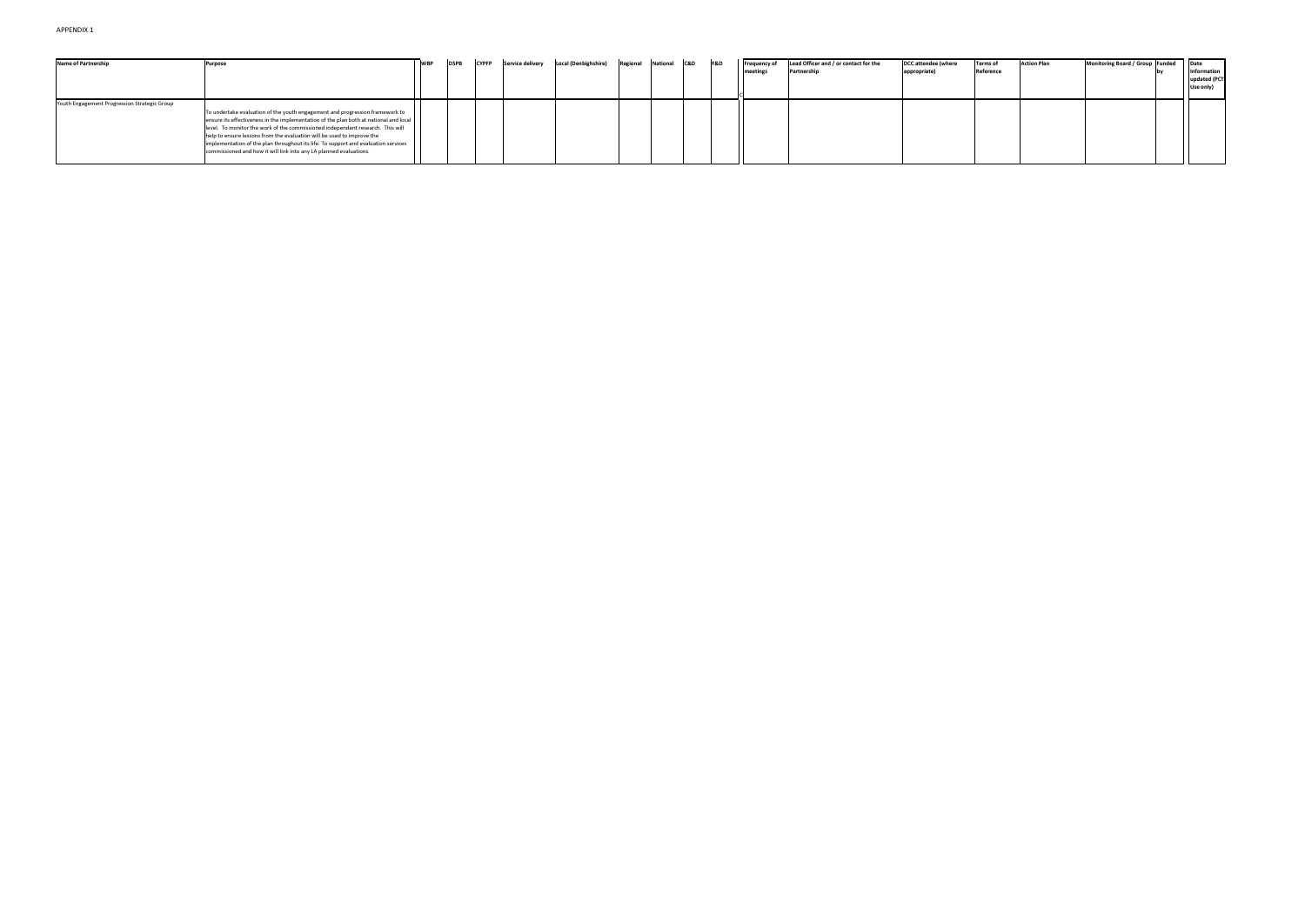APPENDIX 1

| Name of Partnership | Purpose | WBP | DSPB | CYPFP | Service delivery | Local (Denbighshire) | Regional | National | C&D | F&D | Frequency of meetings | Lead Officer and / or contact for the Partnership | DCC attendee (where appropriate) | Terms of Reference | Action Plan | Monitoring Board / Group | Funded by | Date Information updated (PCT Use only) |
|---|---|---|---|---|---|---|---|---|---|---|---|---|---|---|---|---|---|---|
| Youth Engagement Progression Strategic Group | To undertake evaluation of the youth engagement and progression framework to ensure its effectiveness in the implementation of the plan both at national and local level. To monitor the work of the commissioned independent research. This will help to ensure lessons from the evaluation will be used to improve the implementation of the plan throughout its life. To support and evaluation services commissioned and how it will link into any LA planned evaluations. | | | | | | | | | | | | | | | | | |